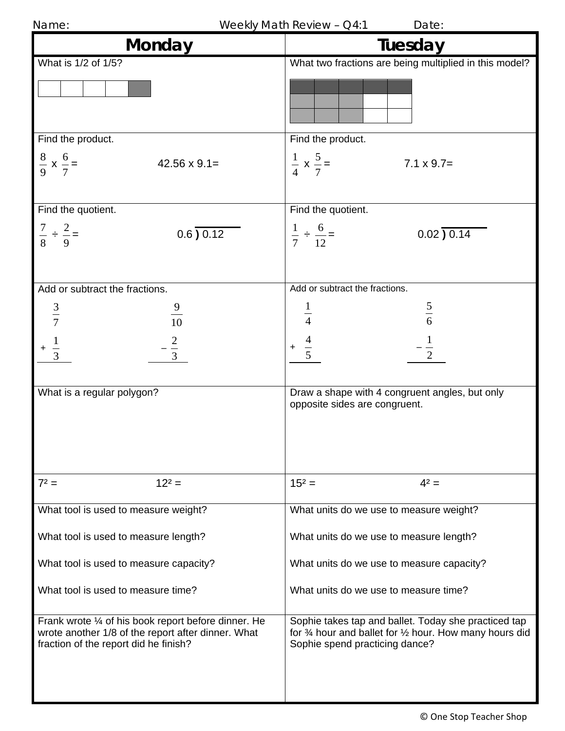Name: Weekly Math Review – Q4:1 Date:

| Monday | Tuesday |
|---|---|
| What is 1/2 of 1/5? | What two fractions are being multiplied in this model? |
| Find the product. $\frac{8}{9} \times \frac{6}{7} =$ 42.56 x 9.1= | Find the product. $\frac{1}{4} \times \frac{5}{7} =$ 7.1 x 9.7= |
| Find the quotient. $\frac{7}{8} \div \frac{2}{9} =$ $0.6 \overline{)\,0.12}$ | Find the quotient. $\frac{1}{7} \div \frac{6}{12} =$ $0.02 \overline{)\,0.14}$ |
| Add or subtract the fractions. $\frac{3}{7} + \frac{1}{3}$ $\frac{9}{10} - \frac{2}{3}$ | Add or subtract the fractions. $\frac{1}{4} + \frac{4}{5}$ $\frac{5}{6} - \frac{1}{2}$ |
| What is a regular polygon? | Draw a shape with 4 congruent angles, but only opposite sides are congruent. |
| $7^2 =$ $12^2 =$ | $15^2 =$ $4^2 =$ |
| What tool is used to measure weight? What tool is used to measure length? What tool is used to measure capacity? What tool is used to measure time? | What units do we use to measure weight? What units do we use to measure length? What units do we use to measure capacity? What units do we use to measure time? |
| Frank wrote ¼ of his book report before dinner. He wrote another 1/8 of the report after dinner. What fraction of the report did he finish? | Sophie takes tap and ballet. Today she practiced tap for ¾ hour and ballet for ½ hour. How many hours did Sophie spend practicing dance? |

© One Stop Teacher Shop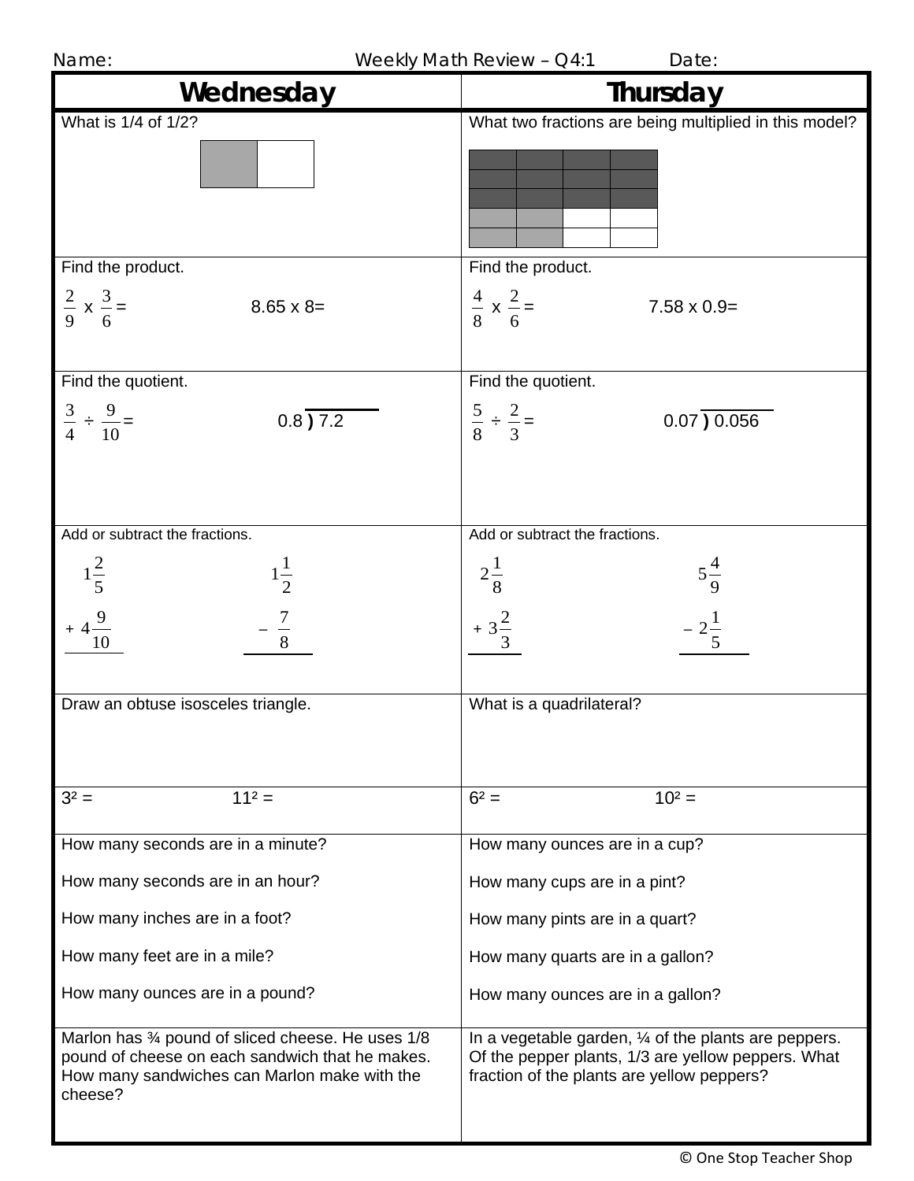Name: Weekly Math Review – Q4:1 Date:

| Wednesday | Thursday |
|---|---|
| What is 1/4 of 1/2? | What two fractions are being multiplied in this model? |
| Find the product. $\frac{2}{9} \times \frac{3}{6} =$ &nbsp;&nbsp;&nbsp; 8.65 x 8= | Find the product. $\frac{4}{8} \times \frac{2}{6} =$ &nbsp;&nbsp;&nbsp; 7.58 x 0.9= |
| Find the quotient. $\frac{3}{4} \div \frac{9}{10} =$ &nbsp;&nbsp;&nbsp; $0.8 \overline{)7.2}$ | Find the quotient. $\frac{5}{8} \div \frac{2}{3} =$ &nbsp;&nbsp;&nbsp; $0.07 \overline{)0.056}$ |
| Add or subtract the fractions. $1\frac{2}{5} + 4\frac{9}{10}$ &nbsp;&nbsp;&nbsp; $1\frac{1}{2} - \frac{7}{8}$ | Add or subtract the fractions. $2\frac{1}{8} + 3\frac{2}{3}$ &nbsp;&nbsp;&nbsp; $5\frac{4}{9} - 2\frac{1}{5}$ |
| Draw an obtuse isosceles triangle. | What is a quadrilateral? |
| $3^2 =$ &nbsp;&nbsp;&nbsp; $11^2 =$ | $6^2 =$ &nbsp;&nbsp;&nbsp; $10^2 =$ |
| How many seconds are in a minute?<br>How many seconds are in an hour?<br>How many inches are in a foot?<br>How many feet are in a mile?<br>How many ounces are in a pound? | How many ounces are in a cup?<br>How many cups are in a pint?<br>How many pints are in a quart?<br>How many quarts are in a gallon?<br>How many ounces are in a gallon? |
| Marlon has ¾ pound of sliced cheese. He uses 1/8 pound of cheese on each sandwich that he makes. How many sandwiches can Marlon make with the cheese? | In a vegetable garden, ¼ of the plants are peppers. Of the pepper plants, 1/3 are yellow peppers. What fraction of the plants are yellow peppers? |

© One Stop Teacher Shop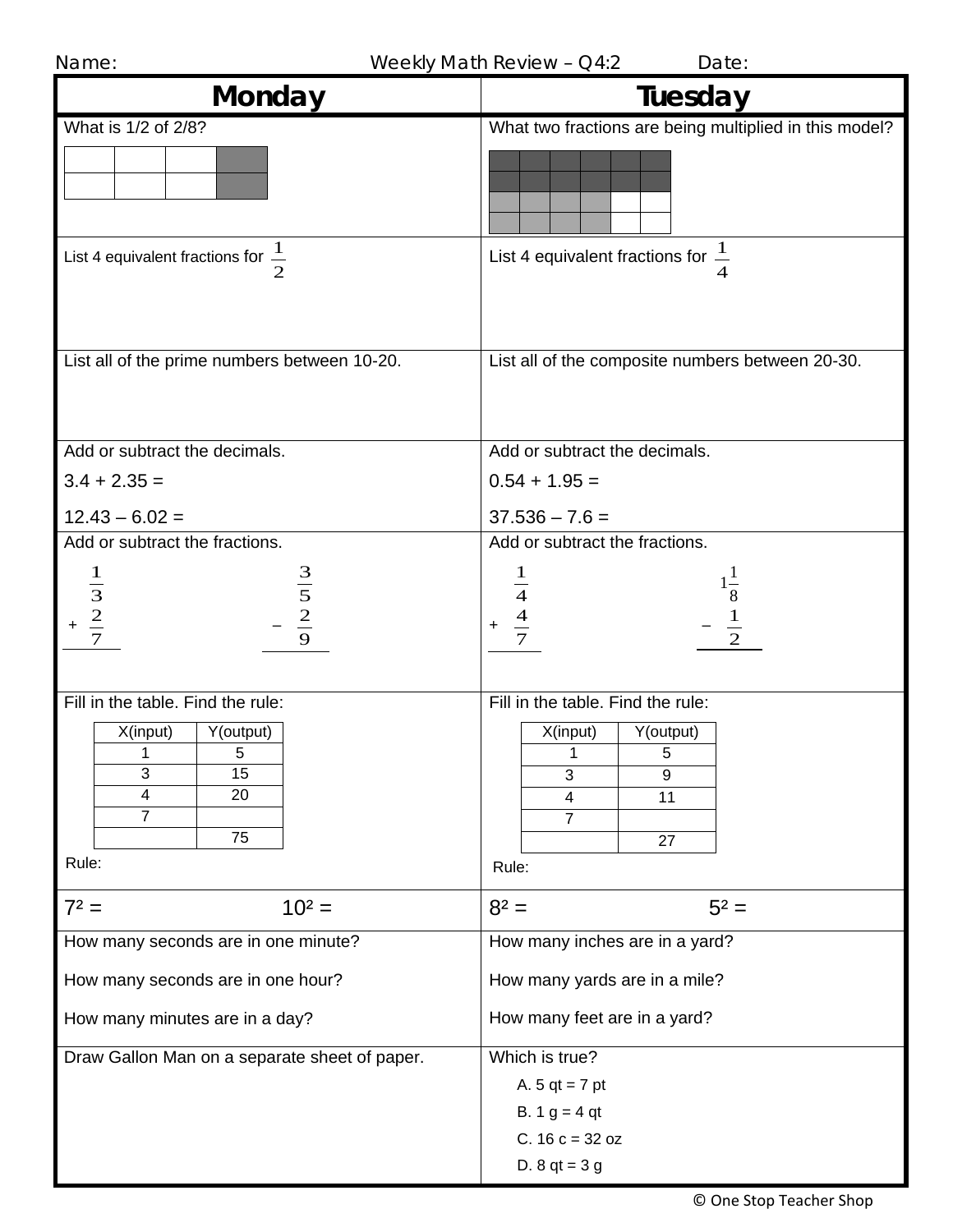Name: Weekly Math Review – Q4:2 Date:

## Monday

What is 1/2 of 2/8?

| | | | |
|---|---|---|---|
| | | | |

List 4 equivalent fractions for $\frac{1}{2}$

List all of the prime numbers between 10-20.

Add or subtract the decimals.

3.4 + 2.35 =

12.43 – 6.02 =

Add or subtract the fractions.

$$\frac{1}{3} + \frac{2}{7}$$

$$\frac{3}{5} - \frac{2}{9}$$

Fill in the table. Find the rule:

| X(input) | Y(output) |
|---|---|
| 1 | 5 |
| 3 | 15 |
| 4 | 20 |
| 7 | |
| | 75 |

Rule:

$7^2$ = $10^2$ =

How many seconds are in one minute?

How many seconds are in one hour?

How many minutes are in a day?

Draw Gallon Man on a separate sheet of paper.

## Tuesday

What two fractions are being multiplied in this model?

| | | | | | |
|---|---|---|---|---|---|
| | | | | | |
| | | | | | |
| | | | | | |

List 4 equivalent fractions for $\frac{1}{4}$

List all of the composite numbers between 20-30.

Add or subtract the decimals.

0.54 + 1.95 =

37.536 – 7.6 =

Add or subtract the fractions.

$$\frac{1}{4} + \frac{4}{7}$$

$$1\frac{1}{8} - \frac{1}{2}$$

Fill in the table. Find the rule:

| X(input) | Y(output) |
|---|---|
| 1 | 5 |
| 3 | 9 |
| 4 | 11 |
| 7 | |
| | 27 |

Rule:

$8^2$ = $5^2$ =

How many inches are in a yard?

How many yards are in a mile?

How many feet are in a yard?

Which is true?

A. 5 qt = 7 pt

B. 1 g = 4 qt

C. 16 c = 32 oz

D. 8 qt = 3 g

© One Stop Teacher Shop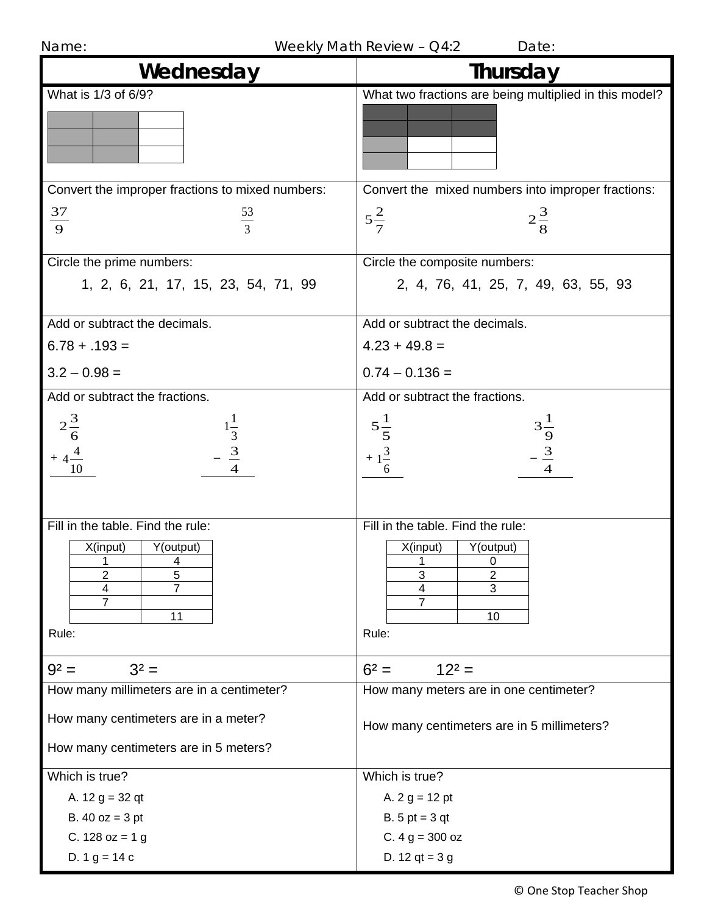Name: Weekly Math Review – Q4:2 Date:

## Wednesday

What is 1/3 of 6/9?

Convert the improper fractions to mixed numbers:

$\frac{37}{9}$ $\frac{53}{3}$

Circle the prime numbers:

1, 2, 6, 21, 17, 15, 23, 54, 71, 99

Add or subtract the decimals.

6.78 + .193 =

3.2 – 0.98 =

Add or subtract the fractions.

$2\frac{3}{6} + 4\frac{4}{10}$

$1\frac{1}{3} - \frac{3}{4}$

Fill in the table. Find the rule:

| X(input) | Y(output) |
|---|---|
| 1 | 4 |
| 2 | 5 |
| 4 | 7 |
| 7 | |
| | 11 |

Rule:

$9^2 =$ $3^2 =$

How many millimeters are in a centimeter?

How many centimeters are in a meter?

How many centimeters are in 5 meters?

Which is true?

A. 12 g = 32 qt
B. 40 oz = 3 pt
C. 128 oz = 1 g
D. 1 g = 14 c

## Thursday

What two fractions are being multiplied in this model?

Convert the mixed numbers into improper fractions:

$5\frac{2}{7}$ $2\frac{3}{8}$

Circle the composite numbers:

2, 4, 76, 41, 25, 7, 49, 63, 55, 93

Add or subtract the decimals.

4.23 + 49.8 =

0.74 – 0.136 =

Add or subtract the fractions.

$5\frac{1}{5} + 1\frac{3}{6}$

$3\frac{1}{9} - \frac{3}{4}$

Fill in the table. Find the rule:

| X(input) | Y(output) |
|---|---|
| 1 | 0 |
| 3 | 2 |
| 4 | 3 |
| 7 | |
| | 10 |

Rule:

$6^2 =$ $12^2 =$

How many meters are in one centimeter?

How many centimeters are in 5 millimeters?

Which is true?

A. 2 g = 12 pt
B. 5 pt = 3 qt
C. 4 g = 300 oz
D. 12 qt = 3 g

© One Stop Teacher Shop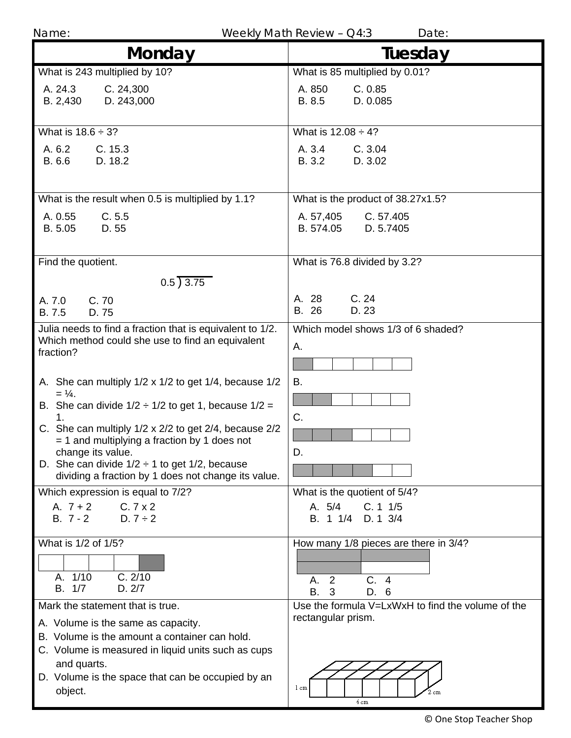Name: Weekly Math Review – Q4:3 Date:

## Monday

What is 243 multiplied by 10?

A. 24.3 C. 24,300
B. 2,430 D. 243,000

What is 18.6 ÷ 3?

A. 6.2 C. 15.3
B. 6.6 D. 18.2

What is the result when 0.5 is multiplied by 1.1?

A. 0.55 C. 5.5
B. 5.05 D. 55

Find the quotient.

$0.5\overline{)3.75}$

A. 7.0 C. 70
B. 7.5 D. 75

Julia needs to find a fraction that is equivalent to 1/2. Which method could she use to find an equivalent fraction?

A. She can multiply 1/2 x 1/2 to get 1/4, because 1/2 = ¼.
B. She can divide 1/2 ÷ 1/2 to get 1, because 1/2 = 1.
C. She can multiply 1/2 x 2/2 to get 2/4, because 2/2 = 1 and multiplying a fraction by 1 does not change its value.
D. She can divide 1/2 ÷ 1 to get 1/2, because dividing a fraction by 1 does not change its value.

Which expression is equal to 7/2?

A. 7 + 2 C. 7 x 2
B. 7 - 2 D. 7 ÷ 2

What is 1/2 of 1/5?

A. 1/10 C. 2/10
B. 1/7 D. 2/7

Mark the statement that is true.

A. Volume is the same as capacity.
B. Volume is the amount a container can hold.
C. Volume is measured in liquid units such as cups and quarts.
D. Volume is the space that can be occupied by an object.

## Tuesday

What is 85 multiplied by 0.01?

A. 850 C. 0.85
B. 8.5 D. 0.085

What is 12.08 ÷ 4?

A. 3.4 C. 3.04
B. 3.2 D. 3.02

What is the product of 38.27x1.5?

A. 57,405 C. 57.405
B. 574.05 D. 5.7405

What is 76.8 divided by 3.2?

A. 28 C. 24
B. 26 D. 23

Which model shows 1/3 of 6 shaded?

A.

B.

C.

D.

What is the quotient of 5/4?

A. 5/4 C. 1 1/5
B. 1 1/4 D. 1 3/4

How many 1/8 pieces are there in 3/4?

A. 2 C. 4
B. 3 D. 6

Use the formula V=LxWxH to find the volume of the rectangular prism.

1 cm, 6 cm, 2 cm

© One Stop Teacher Shop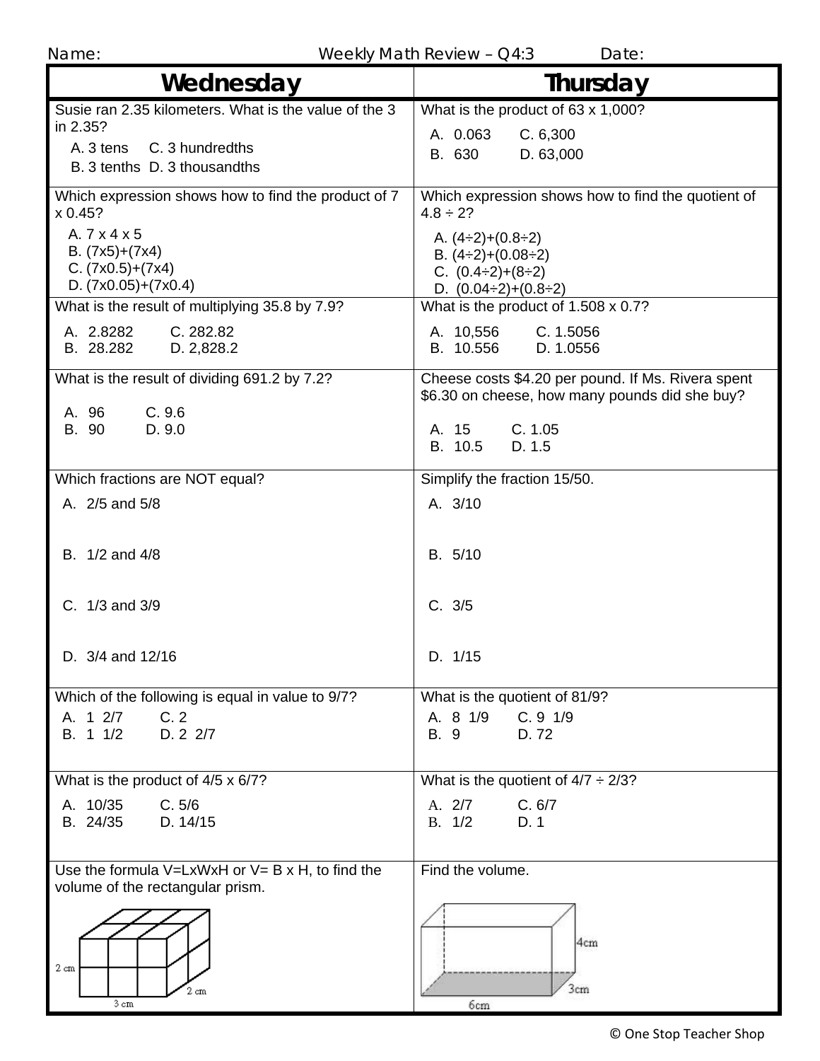Name: Weekly Math Review – Q4:3 Date:

| Wednesday | Thursday |
|---|---|
| Susie ran 2.35 kilometers. What is the value of the 3 in 2.35?<br>A. 3 tens C. 3 hundredths<br>B. 3 tenths D. 3 thousandths | What is the product of 63 x 1,000?<br>A. 0.063 C. 6,300<br>B. 630 D. 63,000 |
| Which expression shows how to find the product of 7 x 0.45?<br>A. 7 x 4 x 5<br>B. (7x5)+(7x4)<br>C. (7x0.5)+(7x4)<br>D. (7x0.05)+(7x0.4) | Which expression shows how to find the quotient of 4.8 ÷ 2?<br>A. (4÷2)+(0.8÷2)<br>B. (4÷2)+(0.08÷2)<br>C. (0.4÷2)+(8÷2)<br>D. (0.04÷2)+(0.8÷2) |
| What is the result of multiplying 35.8 by 7.9?<br>A. 2.8282 C. 282.82<br>B. 28.282 D. 2,828.2 | What is the product of 1.508 x 0.7?<br>A. 10,556 C. 1.5056<br>B. 10.556 D. 1.0556 |
| What is the result of dividing 691.2 by 7.2?<br>A. 96 C. 9.6<br>B. 90 D. 9.0 | Cheese costs $4.20 per pound. If Ms. Rivera spent $6.30 on cheese, how many pounds did she buy?<br>A. 15 C. 1.05<br>B. 10.5 D. 1.5 |
| Which fractions are NOT equal?<br>A. 2/5 and 5/8<br>B. 1/2 and 4/8<br>C. 1/3 and 3/9<br>D. 3/4 and 12/16 | Simplify the fraction 15/50.<br>A. 3/10<br>B. 5/10<br>C. 3/5<br>D. 1/15 |
| Which of the following is equal in value to 9/7?<br>A. 1 2/7 C. 2<br>B. 1 1/2 D. 2 2/7 | What is the quotient of 81/9?<br>A. 8 1/9 C. 9 1/9<br>B. 9 D. 72 |
| What is the product of 4/5 x 6/7?<br>A. 10/35 C. 5/6<br>B. 24/35 D. 14/15 | What is the quotient of 4/7 ÷ 2/3?<br>A. 2/7 C. 6/7<br>B. 1/2 D. 1 |
| Use the formula V=LxWxH or V= B x H, to find the volume of the rectangular prism.<br>2 cm, 2 cm, 3 cm | Find the volume.<br>4cm, 3cm, 6cm |

© One Stop Teacher Shop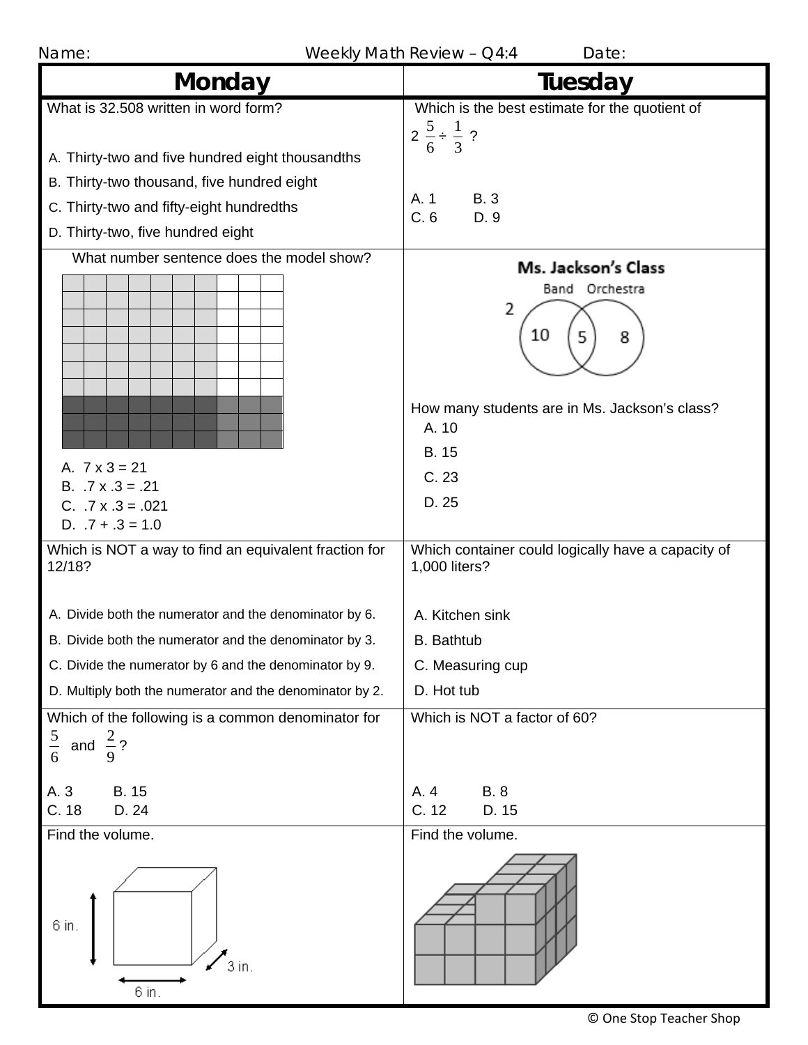Name: Weekly Math Review – Q4:4 Date:

| Monday | Tuesday |
|---|---|
| What is 32.508 written in word form?<br><br>A. Thirty-two and five hundred eight thousandths<br>B. Thirty-two thousand, five hundred eight<br>C. Thirty-two and fifty-eight hundredths<br>D. Thirty-two, five hundred eight | Which is the best estimate for the quotient of $2\frac{5}{6} \div \frac{1}{3}$ ?<br><br>A. 1 B. 3<br>C. 6 D. 9 |
| What number sentence does the model show?<br><br>A. 7 x 3 = 21<br>B. .7 x .3 = .21<br>C. .7 x .3 = .021<br>D. .7 + .3 = 1.0 | Ms. Jackson's Class<br>Band Orchestra<br>2 10 5 8<br><br>How many students are in Ms. Jackson's class?<br>A. 10<br>B. 15<br>C. 23<br>D. 25 |
| Which is NOT a way to find an equivalent fraction for 12/18?<br><br>A. Divide both the numerator and the denominator by 6.<br>B. Divide both the numerator and the denominator by 3.<br>C. Divide the numerator by 6 and the denominator by 9.<br>D. Multiply both the numerator and the denominator by 2. | Which container could logically have a capacity of 1,000 liters?<br><br>A. Kitchen sink<br>B. Bathtub<br>C. Measuring cup<br>D. Hot tub |
| Which of the following is a common denominator for $\frac{5}{6}$ and $\frac{2}{9}$?<br><br>A. 3 B. 15<br>C. 18 D. 24 | Which is NOT a factor of 60?<br><br>A. 4 B. 8<br>C. 12 D. 15 |
| Find the volume.<br><br>6 in.<br>6 in.<br>3 in. | Find the volume. |

© One Stop Teacher Shop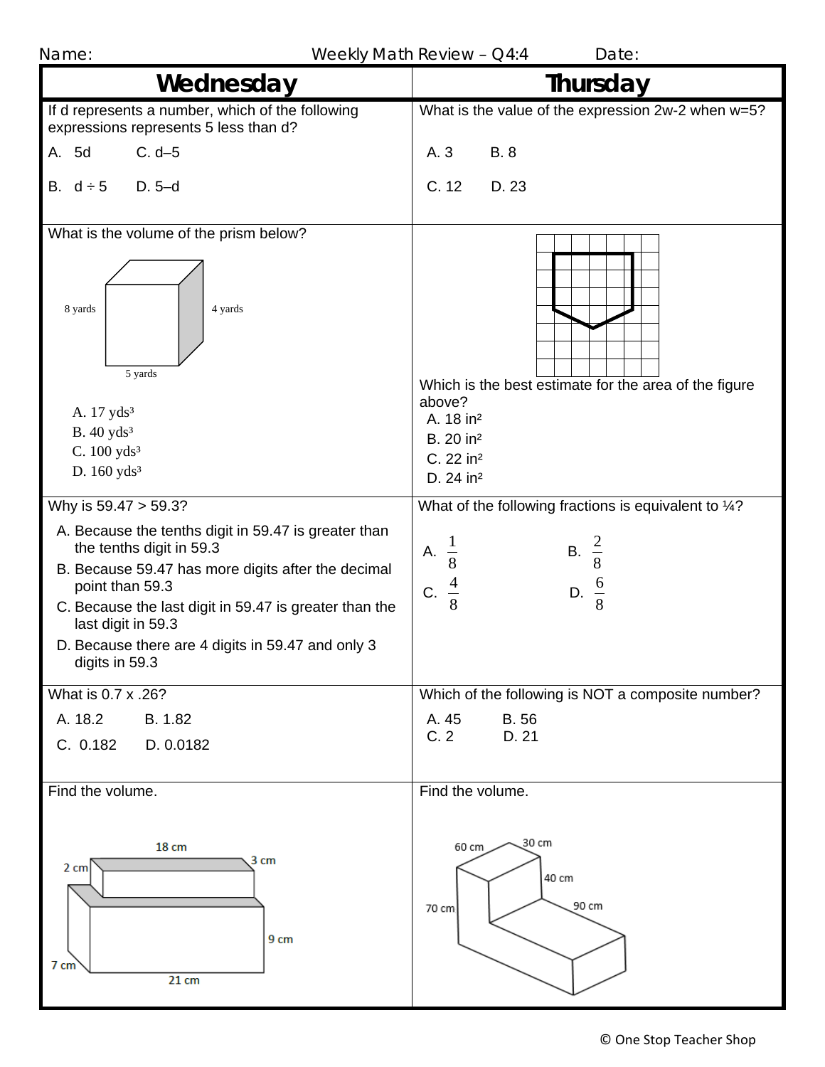Name: Weekly Math Review – Q4:4 Date:

## Wednesday

If d represents a number, which of the following expressions represents 5 less than d?

A. 5d  C. d–5

B. d ÷ 5  D. 5–d

What is the volume of the prism below?

8 yards  4 yards  5 yards

A. 17 yds³
B. 40 yds³
C. 100 yds³
D. 160 yds³

Why is 59.47 > 59.3?

A. Because the tenths digit in 59.47 is greater than the tenths digit in 59.3
B. Because 59.47 has more digits after the decimal point than 59.3
C. Because the last digit in 59.47 is greater than the last digit in 59.3
D. Because there are 4 digits in 59.47 and only 3 digits in 59.3

What is 0.7 x .26?

A. 18.2  B. 1.82

C. 0.182  D. 0.0182

Find the volume.

18 cm, 3 cm, 2 cm, 9 cm, 7 cm, 21 cm

## Thursday

What is the value of the expression 2w-2 when w=5?

A. 3  B. 8

C. 12  D. 23

Which is the best estimate for the area of the figure above?

A. 18 in²
B. 20 in²
C. 22 in²
D. 24 in²

What of the following fractions is equivalent to ¼?

A. $\frac{1}{8}$  B. $\frac{2}{8}$

C. $\frac{4}{8}$  D. $\frac{6}{8}$

Which of the following is NOT a composite number?

A. 45  B. 56
C. 2  D. 21

Find the volume.

60 cm, 30 cm, 40 cm, 70 cm, 90 cm

© One Stop Teacher Shop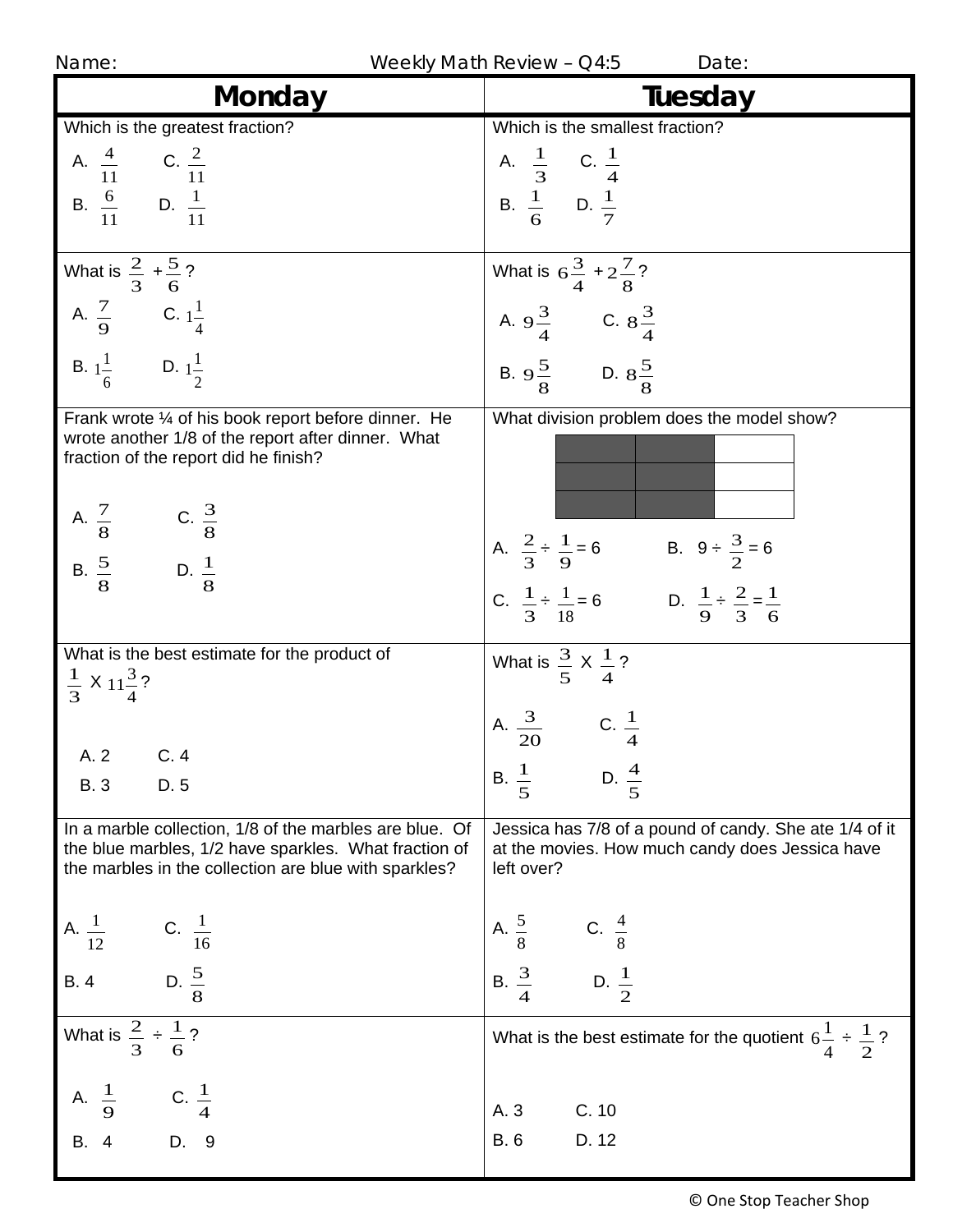Name: Weekly Math Review – Q4:5 Date:

| Monday | Tuesday |
|---|---|
| Which is the greatest fraction?<br>A. $\frac{4}{11}$ C. $\frac{2}{11}$<br>B. $\frac{6}{11}$ D. $\frac{1}{11}$ | Which is the smallest fraction?<br>A. $\frac{1}{3}$ C. $\frac{1}{4}$<br>B. $\frac{1}{6}$ D. $\frac{1}{7}$ |
| What is $\frac{2}{3} + \frac{5}{6}$?<br>A. $\frac{7}{9}$ C. $1\frac{1}{4}$<br>B. $1\frac{1}{6}$ D. $1\frac{1}{2}$ | What is $6\frac{3}{4} + 2\frac{7}{8}$?<br>A. $9\frac{3}{4}$ C. $8\frac{3}{4}$<br>B. $9\frac{5}{8}$ D. $8\frac{5}{8}$ |
| Frank wrote ¼ of his book report before dinner. He wrote another 1/8 of the report after dinner. What fraction of the report did he finish?<br>A. $\frac{7}{8}$ C. $\frac{3}{8}$<br>B. $\frac{5}{8}$ D. $\frac{1}{8}$ | What division problem does the model show?<br>A. $\frac{2}{3} \div \frac{1}{9} = 6$ B. $9 \div \frac{3}{2} = 6$<br>C. $\frac{1}{3} \div \frac{1}{18} = 6$ D. $\frac{1}{9} \div \frac{2}{3} = \frac{1}{6}$ |
| What is the best estimate for the product of $\frac{1}{3}$ X $11\frac{3}{4}$?<br>A. 2 C. 4<br>B. 3 D. 5 | What is $\frac{3}{5}$ X $\frac{1}{4}$?<br>A. $\frac{3}{20}$ C. $\frac{1}{4}$<br>B. $\frac{1}{5}$ D. $\frac{4}{5}$ |
| In a marble collection, 1/8 of the marbles are blue. Of the blue marbles, 1/2 have sparkles. What fraction of the marbles in the collection are blue with sparkles?<br>A. $\frac{1}{12}$ C. $\frac{1}{16}$<br>B. 4 D. $\frac{5}{8}$ | Jessica has 7/8 of a pound of candy. She ate 1/4 of it at the movies. How much candy does Jessica have left over?<br>A. $\frac{5}{8}$ C. $\frac{4}{8}$<br>B. $\frac{3}{4}$ D. $\frac{1}{2}$ |
| What is $\frac{2}{3} \div \frac{1}{6}$?<br>A. $\frac{1}{9}$ C. $\frac{1}{4}$<br>B. 4 D. 9 | What is the best estimate for the quotient $6\frac{1}{4} \div \frac{1}{2}$?<br>A. 3 C. 10<br>B. 6 D. 12 |

© One Stop Teacher Shop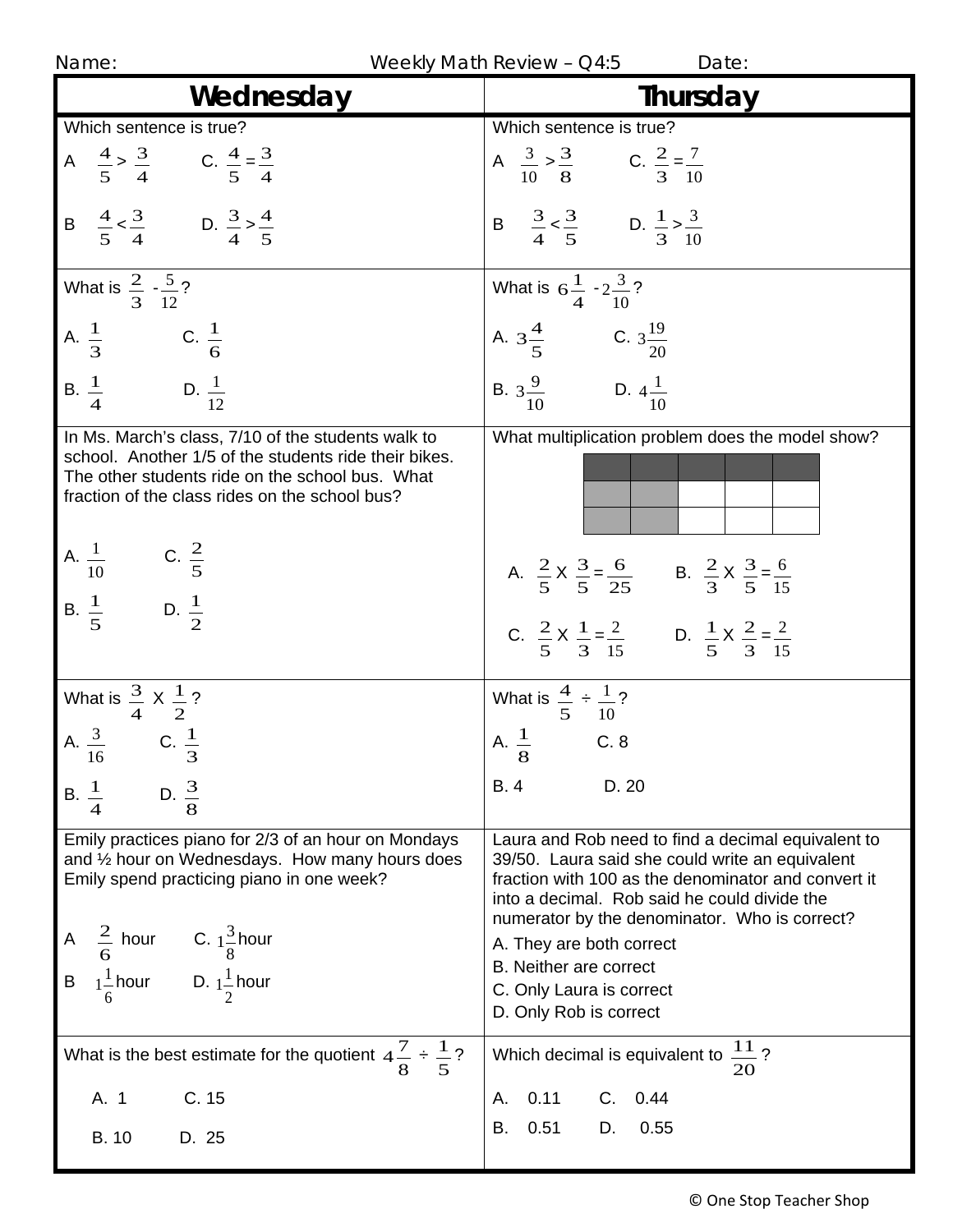Name: Weekly Math Review – Q4:5 Date:

## Wednesday

Which sentence is true?

A $\frac{4}{5} > \frac{3}{4}$  C. $\frac{4}{5} = \frac{3}{4}$

B $\frac{4}{5} < \frac{3}{4}$  D. $\frac{3}{4} > \frac{4}{5}$

---

What is $\frac{2}{3} - \frac{5}{12}$?

A. $\frac{1}{3}$  C. $\frac{1}{6}$

B. $\frac{1}{4}$  D. $\frac{1}{12}$

---

In Ms. March's class, 7/10 of the students walk to school. Another 1/5 of the students ride their bikes. The other students ride on the school bus. What fraction of the class rides on the school bus?

A. $\frac{1}{10}$  C. $\frac{2}{5}$

B. $\frac{1}{5}$  D. $\frac{1}{2}$

---

What is $\frac{3}{4}$ X $\frac{1}{2}$?

A. $\frac{3}{16}$  C. $\frac{1}{3}$

B. $\frac{1}{4}$  D. $\frac{3}{8}$

---

Emily practices piano for 2/3 of an hour on Mondays and ½ hour on Wednesdays. How many hours does Emily spend practicing piano in one week?

A $\frac{2}{6}$ hour  C. $1\frac{3}{8}$ hour

B $1\frac{1}{6}$ hour  D. $1\frac{1}{2}$ hour

---

What is the best estimate for the quotient $4\frac{7}{8} \div \frac{1}{5}$?

A. 1  C. 15

B. 10  D. 25

## Thursday

Which sentence is true?

A $\frac{3}{10} > \frac{3}{8}$  C. $\frac{2}{3} = \frac{7}{10}$

B $\frac{3}{4} < \frac{3}{5}$  D. $\frac{1}{3} > \frac{3}{10}$

---

What is $6\frac{1}{4} - 2\frac{3}{10}$?

A. $3\frac{4}{5}$  C. $3\frac{19}{20}$

B. $3\frac{9}{10}$  D. $4\frac{1}{10}$

---

What multiplication problem does the model show?

A. $\frac{2}{5}$ X $\frac{3}{5} = \frac{6}{25}$  B. $\frac{2}{3}$ X $\frac{3}{5} = \frac{6}{15}$

C. $\frac{2}{5}$ X $\frac{1}{3} = \frac{2}{15}$  D. $\frac{1}{5}$ X $\frac{2}{3} = \frac{2}{15}$

---

What is $\frac{4}{5} \div \frac{1}{10}$?

A. $\frac{1}{8}$  C. 8

B. 4  D. 20

---

Laura and Rob need to find a decimal equivalent to 39/50. Laura said she could write an equivalent fraction with 100 as the denominator and convert it into a decimal. Rob said he could divide the numerator by the denominator. Who is correct?

A. They are both correct

B. Neither are correct

C. Only Laura is correct

D. Only Rob is correct

---

Which decimal is equivalent to $\frac{11}{20}$?

A. 0.11  C. 0.44

B. 0.51  D. 0.55

© One Stop Teacher Shop